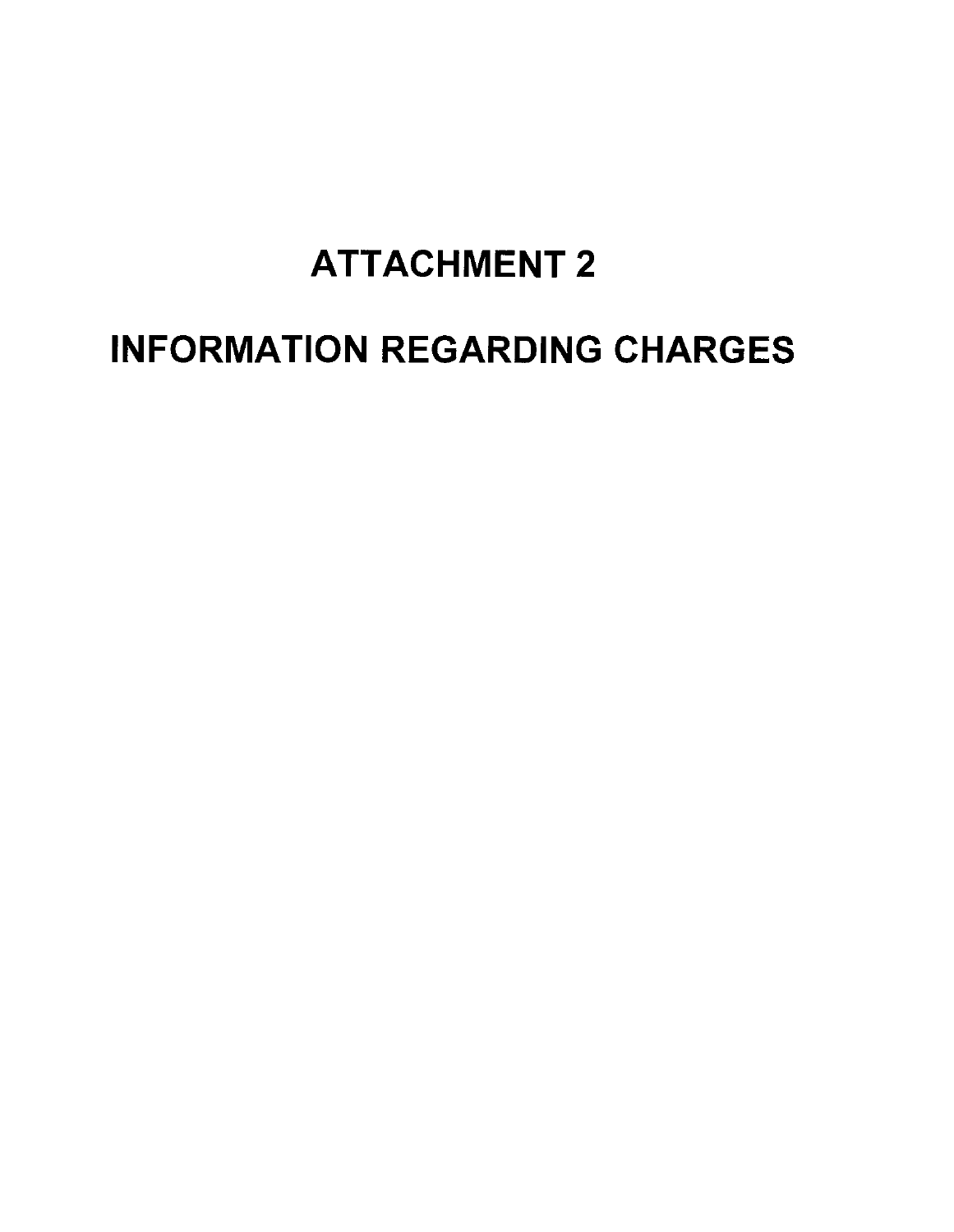# ATTACHMENT 2

# INFORMATION REGARDING CHARGES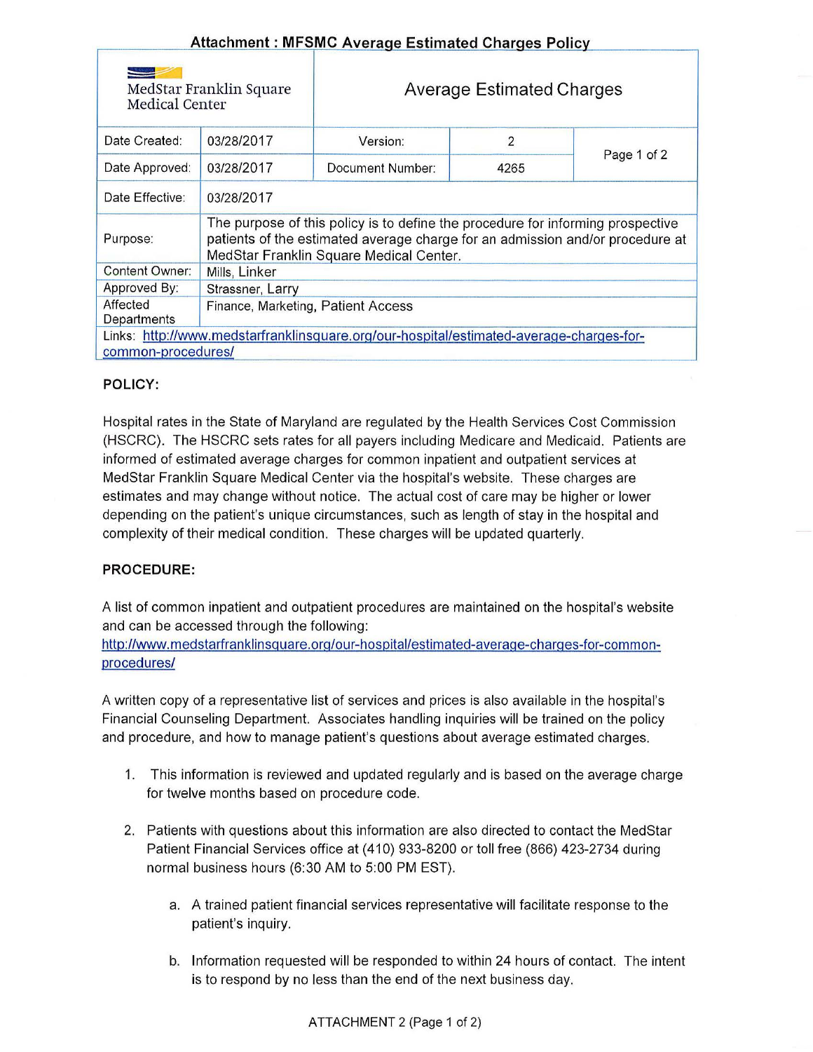**Attachment : MFSMC Average Estimated Charges Policy**

| MedStar Franklin Square Medical Center | Average Estimated Charges | | | |
|---|---|---|---|---|
| Date Created: | 03/28/2017 | Version: | 2 | Page 1 of 2 |
| Date Approved: | 03/28/2017 | Document Number: | 4265 | |
| Date Effective: | 03/28/2017 | | | |
| Purpose: | The purpose of this policy is to define the procedure for informing prospective patients of the estimated average charge for an admission and/or procedure at MedStar Franklin Square Medical Center. | | | |
| Content Owner: | Mills, Linker | | | |
| Approved By: | Strassner, Larry | | | |
| Affected Departments | Finance, Marketing, Patient Access | | | |
| Links: http://www.medstarfranklinsquare.org/our-hospital/estimated-average-charges-for-common-procedures/ | | | | |

**POLICY:**

Hospital rates in the State of Maryland are regulated by the Health Services Cost Commission (HSCRC). The HSCRC sets rates for all payers including Medicare and Medicaid. Patients are informed of estimated average charges for common inpatient and outpatient services at MedStar Franklin Square Medical Center via the hospital's website. These charges are estimates and may change without notice. The actual cost of care may be higher or lower depending on the patient's unique circumstances, such as length of stay in the hospital and complexity of their medical condition. These charges will be updated quarterly.

**PROCEDURE:**

A list of common inpatient and outpatient procedures are maintained on the hospital's website and can be accessed through the following:
http://www.medstarfranklinsquare.org/our-hospital/estimated-average-charges-for-common-procedures/

A written copy of a representative list of services and prices is also available in the hospital's Financial Counseling Department. Associates handling inquiries will be trained on the policy and procedure, and how to manage patient's questions about average estimated charges.

1. This information is reviewed and updated regularly and is based on the average charge for twelve months based on procedure code.

2. Patients with questions about this information are also directed to contact the MedStar Patient Financial Services office at (410) 933-8200 or toll free (866) 423-2734 during normal business hours (6:30 AM to 5:00 PM EST).

   a. A trained patient financial services representative will facilitate response to the patient's inquiry.

   b. Information requested will be responded to within 24 hours of contact. The intent is to respond by no less than the end of the next business day.

ATTACHMENT 2 (Page 1 of 2)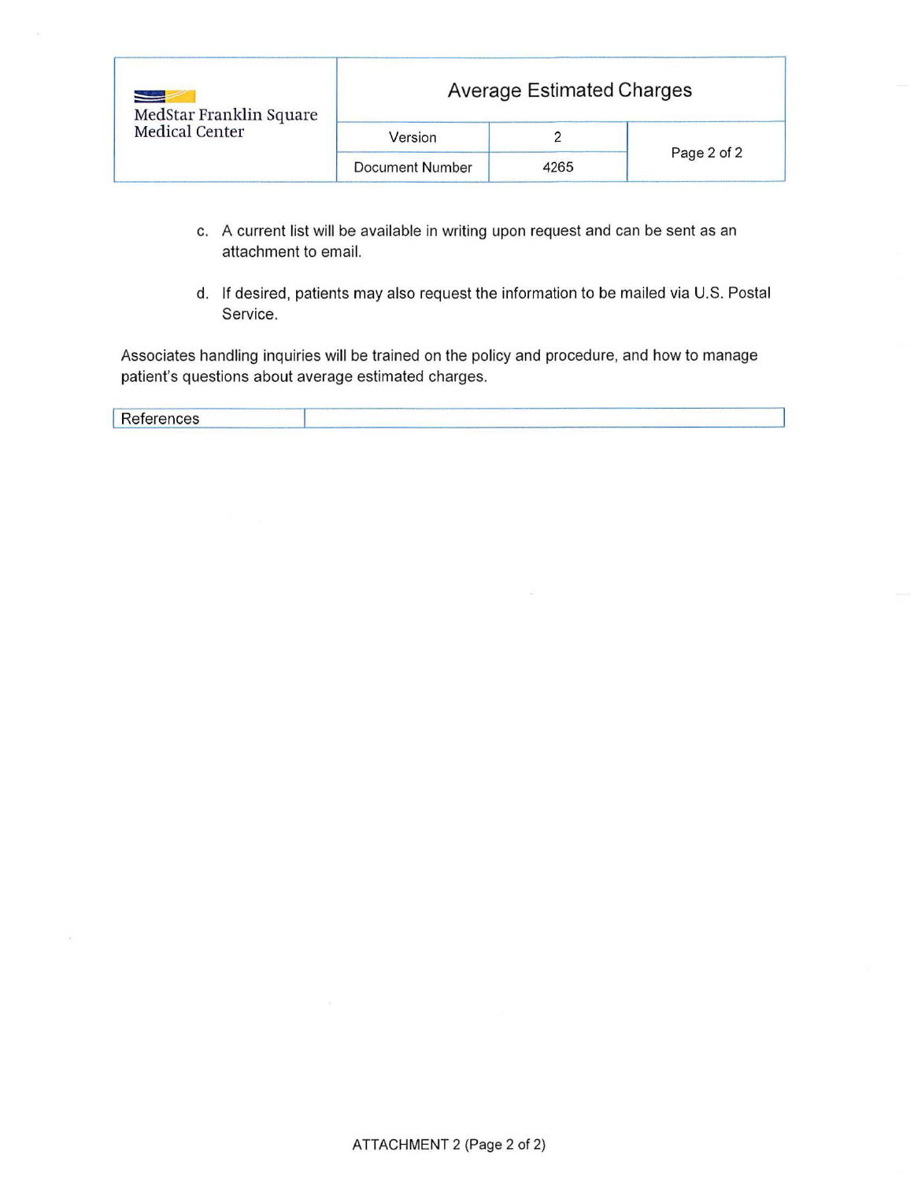c. A current list will be available in writing upon request and can be sent as an attachment to email.

d. If desired, patients may also request the information to be mailed via U.S. Postal Service.

Associates handling inquiries will be trained on the policy and procedure, and how to manage patient's questions about average estimated charges.

| | |
|---|---|
| References | |

ATTACHMENT 2 (Page 2 of 2)